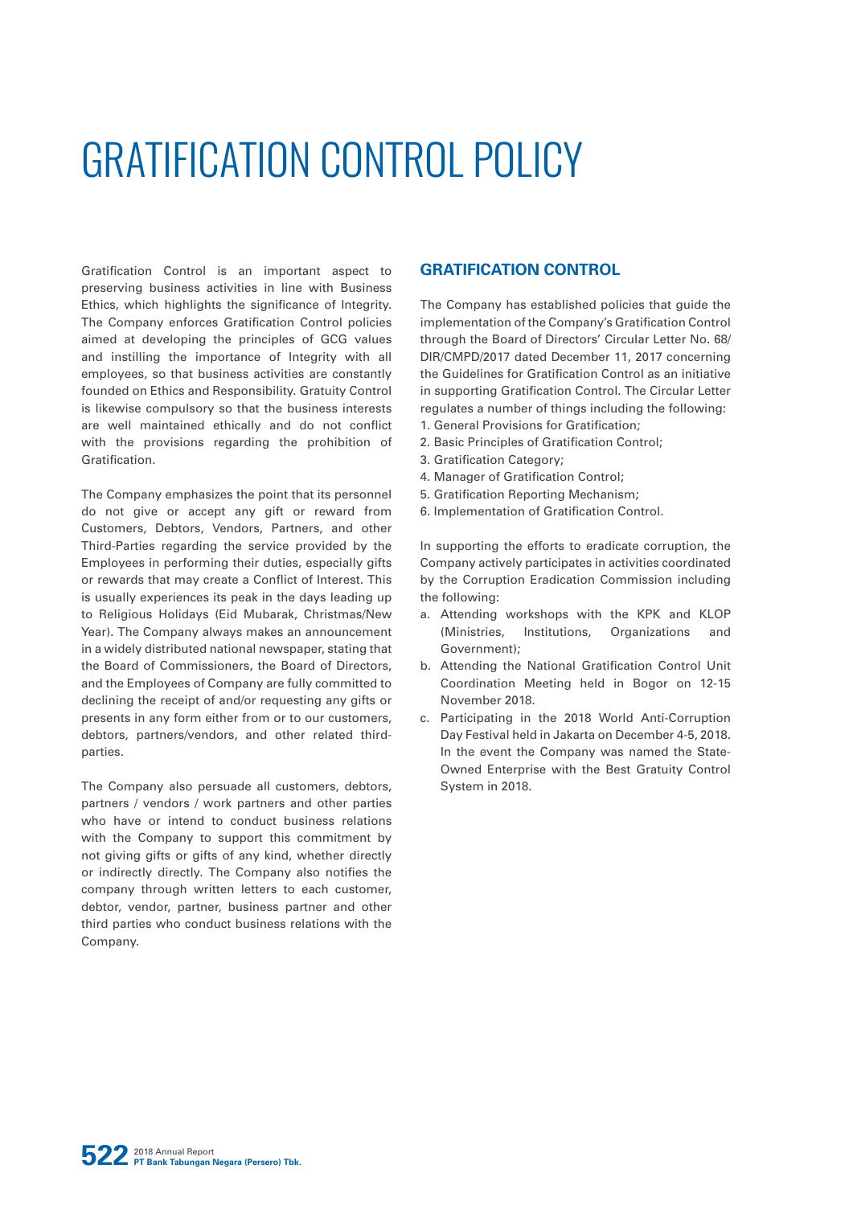# GRATIFICATION CONTROL POLICY

Gratification Control is an important aspect to preserving business activities in line with Business Ethics, which highlights the significance of Integrity. The Company enforces Gratification Control policies aimed at developing the principles of GCG values and instilling the importance of Integrity with all employees, so that business activities are constantly founded on Ethics and Responsibility. Gratuity Control is likewise compulsory so that the business interests are well maintained ethically and do not conflict with the provisions regarding the prohibition of Gratification.

The Company emphasizes the point that its personnel do not give or accept any gift or reward from Customers, Debtors, Vendors, Partners, and other Third-Parties regarding the service provided by the Employees in performing their duties, especially gifts or rewards that may create a Conflict of Interest. This is usually experiences its peak in the days leading up to Religious Holidays (Eid Mubarak, Christmas/New Year). The Company always makes an announcement in a widely distributed national newspaper, stating that the Board of Commissioners, the Board of Directors, and the Employees of Company are fully committed to declining the receipt of and/or requesting any gifts or presents in any form either from or to our customers, debtors, partners/vendors, and other related third-parties.

The Company also persuade all customers, debtors, partners / vendors / work partners and other parties who have or intend to conduct business relations with the Company to support this commitment by not giving gifts or gifts of any kind, whether directly or indirectly directly. The Company also notifies the company through written letters to each customer, debtor, vendor, partner, business partner and other third parties who conduct business relations with the Company.

## GRATIFICATION CONTROL

The Company has established policies that guide the implementation of the Company's Gratification Control through the Board of Directors' Circular Letter No. 68/DIR/CMPD/2017 dated December 11, 2017 concerning the Guidelines for Gratification Control as an initiative in supporting Gratification Control. The Circular Letter regulates a number of things including the following:

1. General Provisions for Gratification;
2. Basic Principles of Gratification Control;
3. Gratification Category;
4. Manager of Gratification Control;
5. Gratification Reporting Mechanism;
6. Implementation of Gratification Control.

In supporting the efforts to eradicate corruption, the Company actively participates in activities coordinated by the Corruption Eradication Commission including the following:

a. Attending workshops with the KPK and KLOP (Ministries, Institutions, Organizations and Government);
b. Attending the National Gratification Control Unit Coordination Meeting held in Bogor on 12-15 November 2018.
c. Participating in the 2018 World Anti-Corruption Day Festival held in Jakarta on December 4-5, 2018. In the event the Company was named the State-Owned Enterprise with the Best Gratuity Control System in 2018.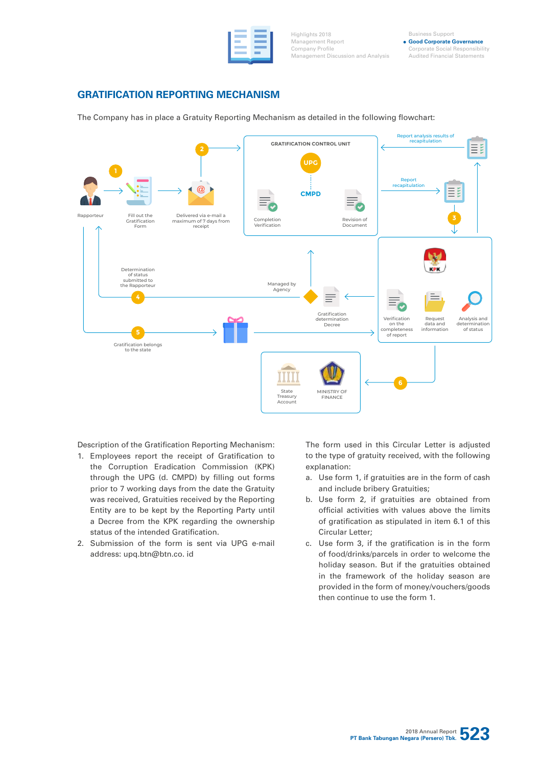## GRATIFICATION REPORTING MECHANISM

The Company has in place a Gratuity Reporting Mechanism as detailed in the following flowchart:

Description of the Gratification Reporting Mechanism:

1. Employees report the receipt of Gratification to the Corruption Eradication Commission (KPK) through the UPG (d. CMPD) by filling out forms prior to 7 working days from the date the Gratuity was received, Gratuities received by the Reporting Entity are to be kept by the Reporting Party until a Decree from the KPK regarding the ownership status of the intended Gratification.
2. Submission of the form is sent via UPG e-mail address: upg.btn@btn.co. id

The form used in this Circular Letter is adjusted to the type of gratuity received, with the following explanation:

a. Use form 1, if gratuities are in the form of cash and include bribery Gratuities;
b. Use form 2, if gratuities are obtained from official activities with values above the limits of gratification as stipulated in item 6.1 of this Circular Letter;
c. Use form 3, if the gratification is in the form of food/drinks/parcels in order to welcome the holiday season. But if the gratuities obtained in the framework of the holiday season are provided in the form of money/vouchers/goods then continue to use the form 1.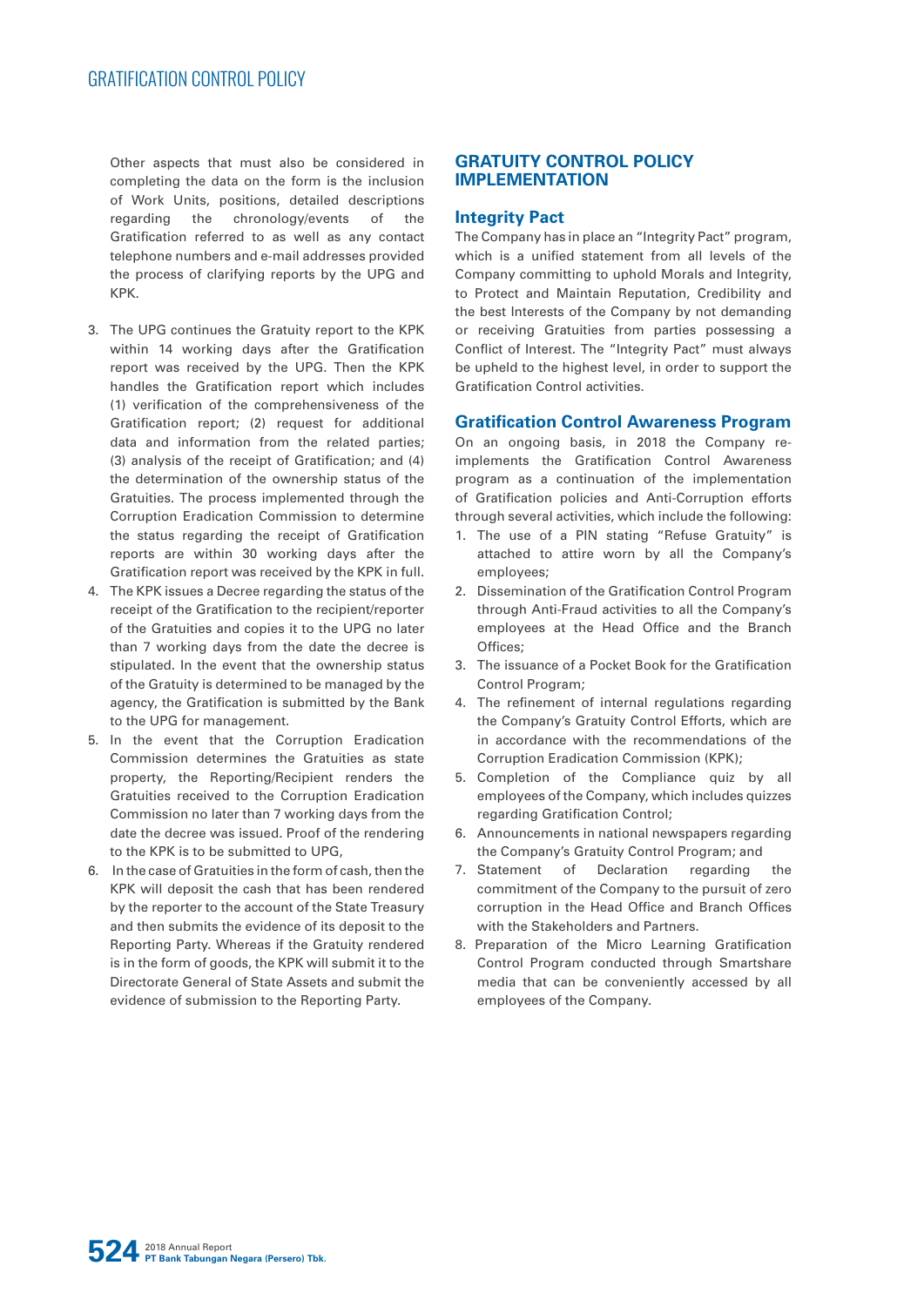Other aspects that must also be considered in completing the data on the form is the inclusion of Work Units, positions, detailed descriptions regarding the chronology/events of the Gratification referred to as well as any contact telephone numbers and e-mail addresses provided the process of clarifying reports by the UPG and KPK.

3. The UPG continues the Gratuity report to the KPK within 14 working days after the Gratification report was received by the UPG. Then the KPK handles the Gratification report which includes (1) verification of the comprehensiveness of the Gratification report; (2) request for additional data and information from the related parties; (3) analysis of the receipt of Gratification; and (4) the determination of the ownership status of the Gratuities. The process implemented through the Corruption Eradication Commission to determine the status regarding the receipt of Gratification reports are within 30 working days after the Gratification report was received by the KPK in full.
4. The KPK issues a Decree regarding the status of the receipt of the Gratification to the recipient/reporter of the Gratuities and copies it to the UPG no later than 7 working days from the date the decree is stipulated. In the event that the ownership status of the Gratuity is determined to be managed by the agency, the Gratification is submitted by the Bank to the UPG for management.
5. In the event that the Corruption Eradication Commission determines the Gratuities as state property, the Reporting/Recipient renders the Gratuities received to the Corruption Eradication Commission no later than 7 working days from the date the decree was issued. Proof of the rendering to the KPK is to be submitted to UPG,
6. In the case of Gratuities in the form of cash, then the KPK will deposit the cash that has been rendered by the reporter to the account of the State Treasury and then submits the evidence of its deposit to the Reporting Party. Whereas if the Gratuity rendered is in the form of goods, the KPK will submit it to the Directorate General of State Assets and submit the evidence of submission to the Reporting Party.

## GRATUITY CONTROL POLICY IMPLEMENTATION

### Integrity Pact

The Company has in place an "Integrity Pact" program, which is a unified statement from all levels of the Company committing to uphold Morals and Integrity, to Protect and Maintain Reputation, Credibility and the best Interests of the Company by not demanding or receiving Gratuities from parties possessing a Conflict of Interest. The "Integrity Pact" must always be upheld to the highest level, in order to support the Gratification Control activities.

### Gratification Control Awareness Program

On an ongoing basis, in 2018 the Company re-implements the Gratification Control Awareness program as a continuation of the implementation of Gratification policies and Anti-Corruption efforts through several activities, which include the following:

1. The use of a PIN stating "Refuse Gratuity" is attached to attire worn by all the Company's employees;
2. Dissemination of the Gratification Control Program through Anti-Fraud activities to all the Company's employees at the Head Office and the Branch Offices;
3. The issuance of a Pocket Book for the Gratification Control Program;
4. The refinement of internal regulations regarding the Company's Gratuity Control Efforts, which are in accordance with the recommendations of the Corruption Eradication Commission (KPK);
5. Completion of the Compliance quiz by all employees of the Company, which includes quizzes regarding Gratification Control;
6. Announcements in national newspapers regarding the Company's Gratuity Control Program; and
7. Statement of Declaration regarding the commitment of the Company to the pursuit of zero corruption in the Head Office and Branch Offices with the Stakeholders and Partners.
8. Preparation of the Micro Learning Gratification Control Program conducted through Smartshare media that can be conveniently accessed by all employees of the Company.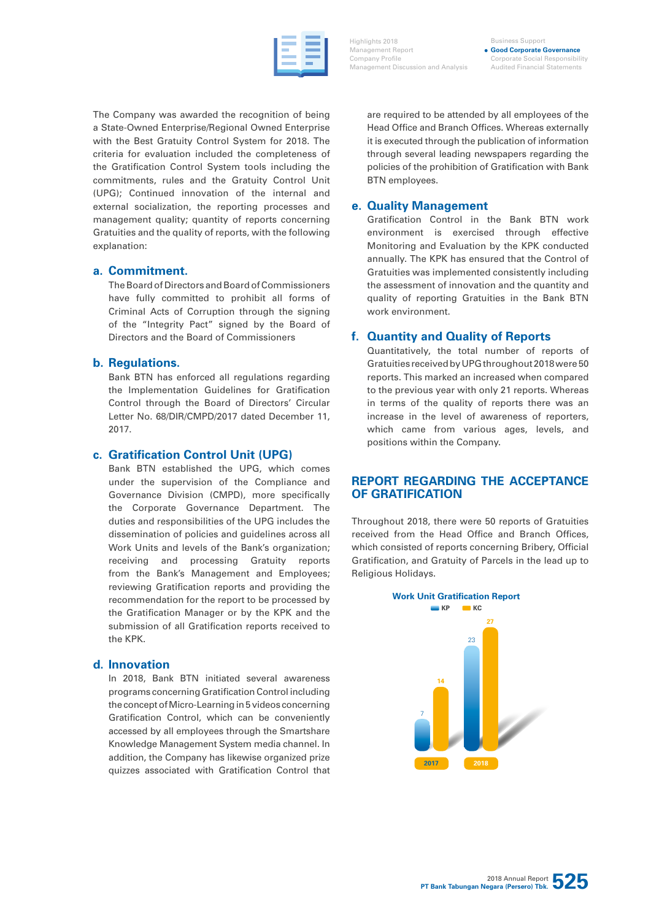The Company was awarded the recognition of being a State-Owned Enterprise/Regional Owned Enterprise with the Best Gratuity Control System for 2018. The criteria for evaluation included the completeness of the Gratification Control System tools including the commitments, rules and the Gratuity Control Unit (UPG); Continued innovation of the internal and external socialization, the reporting processes and management quality; quantity of reports concerning Gratuities and the quality of reports, with the following explanation:

### a. Commitment.

The Board of Directors and Board of Commissioners have fully committed to prohibit all forms of Criminal Acts of Corruption through the signing of the "Integrity Pact" signed by the Board of Directors and the Board of Commissioners

### b. Regulations.

Bank BTN has enforced all regulations regarding the Implementation Guidelines for Gratification Control through the Board of Directors' Circular Letter No. 68/DIR/CMPD/2017 dated December 11, 2017.

### c. Gratification Control Unit (UPG)

Bank BTN established the UPG, which comes under the supervision of the Compliance and Governance Division (CMPD), more specifically the Corporate Governance Department. The duties and responsibilities of the UPG includes the dissemination of policies and guidelines across all Work Units and levels of the Bank's organization; receiving and processing Gratuity reports from the Bank's Management and Employees; reviewing Gratification reports and providing the recommendation for the report to be processed by the Gratification Manager or by the KPK and the submission of all Gratification reports received to the KPK.

### d. Innovation

In 2018, Bank BTN initiated several awareness programs concerning Gratification Control including the concept of Micro-Learning in 5 videos concerning Gratification Control, which can be conveniently accessed by all employees through the Smartshare Knowledge Management System media channel. In addition, the Company has likewise organized prize quizzes associated with Gratification Control that are required to be attended by all employees of the Head Office and Branch Offices. Whereas externally it is executed through the publication of information through several leading newspapers regarding the policies of the prohibition of Gratification with Bank BTN employees.

### e. Quality Management

Gratification Control in the Bank BTN work environment is exercised through effective Monitoring and Evaluation by the KPK conducted annually. The KPK has ensured that the Control of Gratuities was implemented consistently including the assessment of innovation and the quantity and quality of reporting Gratuities in the Bank BTN work environment.

### f. Quantity and Quality of Reports

Quantitatively, the total number of reports of Gratuities received by UPG throughout 2018 were 50 reports. This marked an increased when compared to the previous year with only 21 reports. Whereas in terms of the quality of reports there was an increase in the level of awareness of reporters, which came from various ages, levels, and positions within the Company.

## REPORT REGARDING THE ACCEPTANCE OF GRATIFICATION

Throughout 2018, there were 50 reports of Gratuities received from the Head Office and Branch Offices, which consisted of reports concerning Bribery, Official Gratification, and Gratuity of Parcels in the lead up to Religious Holidays.

**Work Unit Gratification Report**

| Year | KP | KC |
|---|---|---|
| 2017 | 7 | 14 |
| 2018 | 23 | 27 |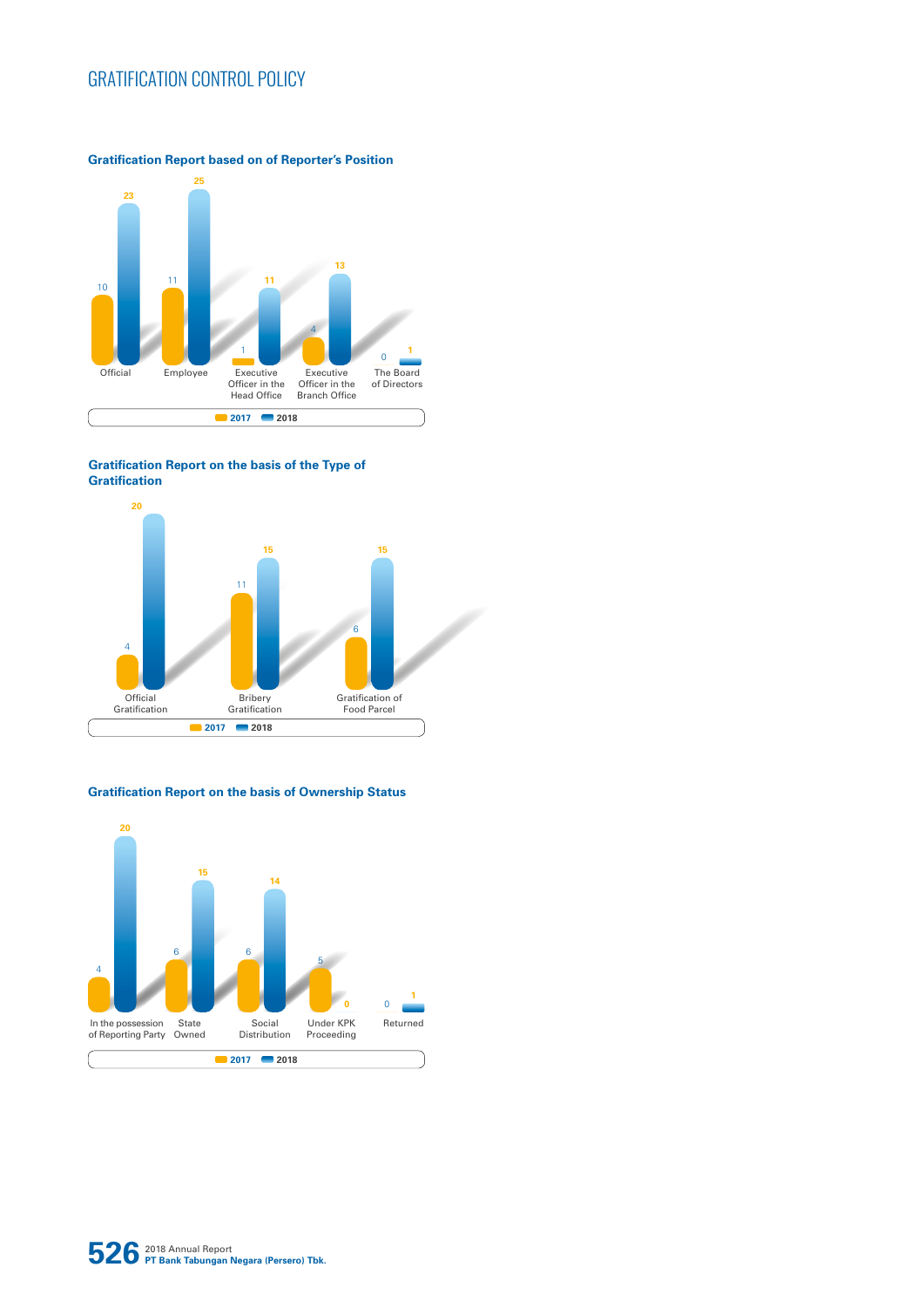# GRATIFICATION CONTROL POLICY

**Gratification Report based on of Reporter's Position**

10
23
11
25
1
11
4
13
0
1

Official
Employee
Executive Officer in the Head Office
Executive Officer in the Branch Office
The Board of Directors

2017 2018

**Gratification Report on the basis of the Type of Gratification**

4
20
11
15
6
15

Official Gratification
Bribery Gratification
Gratification of Food Parcel

2017 2018

**Gratification Report on the basis of Ownership Status**

4
20
6
15
6
14
5
0
0
1

In the possession of Reporting Party
State Owned
Social Distribution
Under KPK Proceeding
Returned

2017 2018